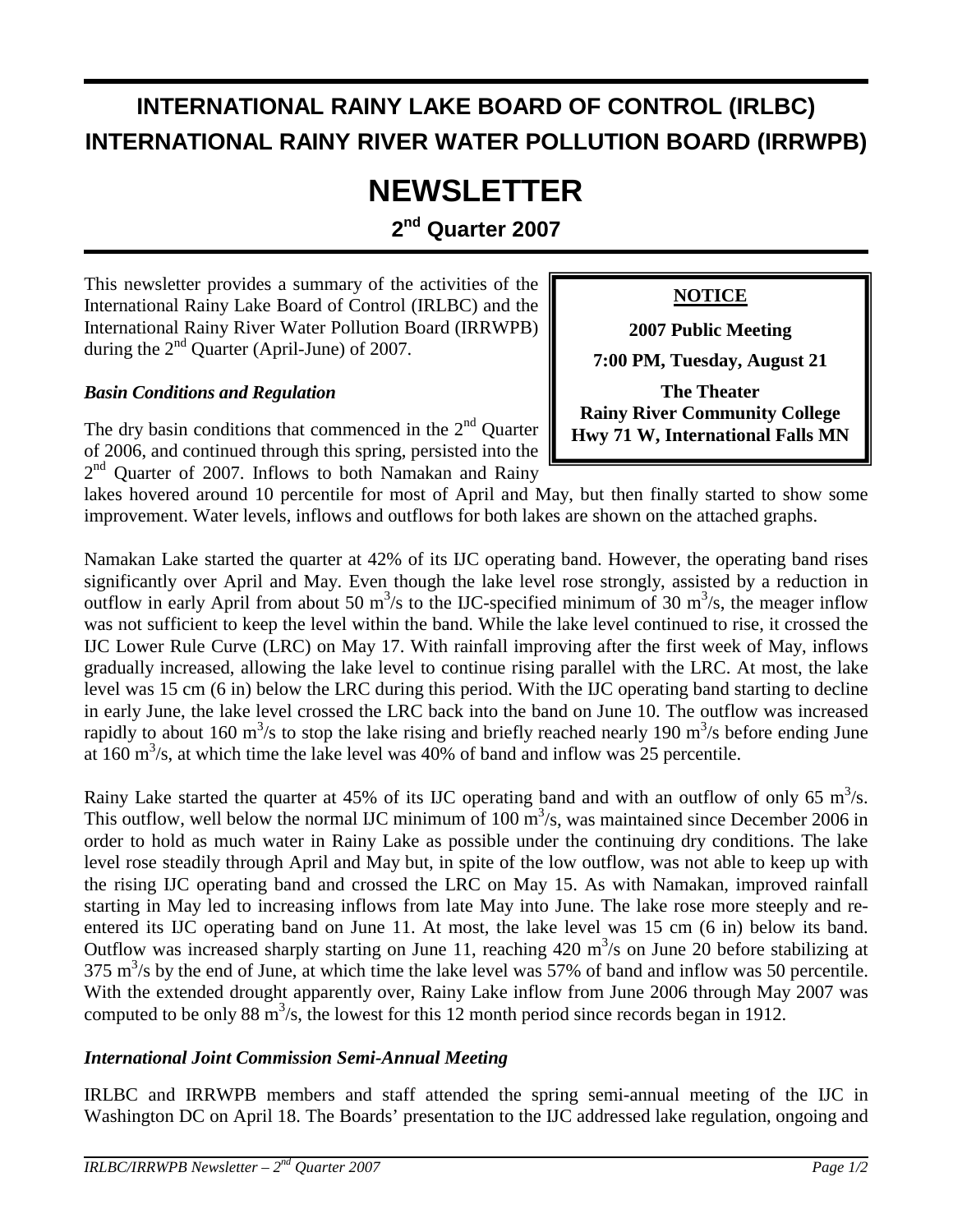# INTERNATIONAL RAINY LAKE BOARD OF CONTROL (IRLBC)
# INTERNATIONAL RAINY RIVER WATER POLLUTION BOARD (IRRWPB)

# NEWSLETTER

## 2nd Quarter 2007

This newsletter provides a summary of the activities of the International Rainy Lake Board of Control (IRLBC) and the International Rainy River Water Pollution Board (IRRWPB) during the 2nd Quarter (April-June) of 2007.

> **NOTICE**
>
> **2007 Public Meeting**
>
> **7:00 PM, Tuesday, August 21**
>
> **The Theater**
> **Rainy River Community College**
> **Hwy 71 W, International Falls MN**

### *Basin Conditions and Regulation*

The dry basin conditions that commenced in the 2nd Quarter of 2006, and continued through this spring, persisted into the 2nd Quarter of 2007. Inflows to both Namakan and Rainy lakes hovered around 10 percentile for most of April and May, but then finally started to show some improvement. Water levels, inflows and outflows for both lakes are shown on the attached graphs.

Namakan Lake started the quarter at 42% of its IJC operating band. However, the operating band rises significantly over April and May. Even though the lake level rose strongly, assisted by a reduction in outflow in early April from about 50 $m^3$/s to the IJC-specified minimum of 30 $m^3$/s, the meager inflow was not sufficient to keep the level within the band. While the lake level continued to rise, it crossed the IJC Lower Rule Curve (LRC) on May 17. With rainfall improving after the first week of May, inflows gradually increased, allowing the lake level to continue rising parallel with the LRC. At most, the lake level was 15 cm (6 in) below the LRC during this period. With the IJC operating band starting to decline in early June, the lake level crossed the LRC back into the band on June 10. The outflow was increased rapidly to about 160 $m^3$/s to stop the lake rising and briefly reached nearly 190 $m^3$/s before ending June at 160 $m^3$/s, at which time the lake level was 40% of band and inflow was 25 percentile.

Rainy Lake started the quarter at 45% of its IJC operating band and with an outflow of only 65 $m^3$/s. This outflow, well below the normal IJC minimum of 100 $m^3$/s, was maintained since December 2006 in order to hold as much water in Rainy Lake as possible under the continuing dry conditions. The lake level rose steadily through April and May but, in spite of the low outflow, was not able to keep up with the rising IJC operating band and crossed the LRC on May 15. As with Namakan, improved rainfall starting in May led to increasing inflows from late May into June. The lake rose more steeply and re-entered its IJC operating band on June 11. At most, the lake level was 15 cm (6 in) below its band. Outflow was increased sharply starting on June 11, reaching 420 $m^3$/s on June 20 before stabilizing at 375 $m^3$/s by the end of June, at which time the lake level was 57% of band and inflow was 50 percentile. With the extended drought apparently over, Rainy Lake inflow from June 2006 through May 2007 was computed to be only 88 $m^3$/s, the lowest for this 12 month period since records began in 1912.

### *International Joint Commission Semi-Annual Meeting*

IRLBC and IRRWPB members and staff attended the spring semi-annual meeting of the IJC in Washington DC on April 18. The Boards' presentation to the IJC addressed lake regulation, ongoing and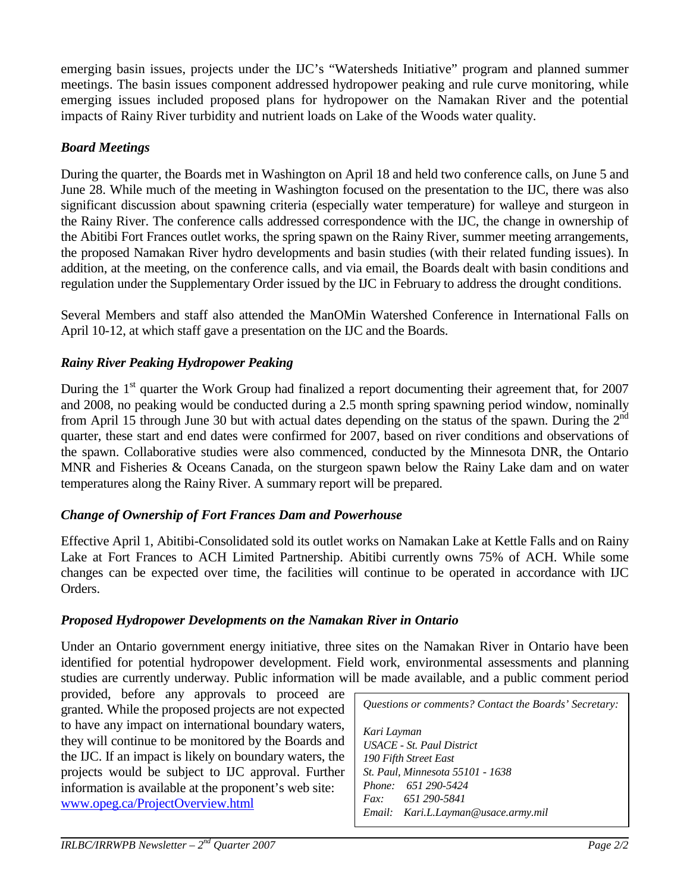emerging basin issues, projects under the IJC's "Watersheds Initiative" program and planned summer meetings. The basin issues component addressed hydropower peaking and rule curve monitoring, while emerging issues included proposed plans for hydropower on the Namakan River and the potential impacts of Rainy River turbidity and nutrient loads on Lake of the Woods water quality.

### *Board Meetings*

During the quarter, the Boards met in Washington on April 18 and held two conference calls, on June 5 and June 28. While much of the meeting in Washington focused on the presentation to the IJC, there was also significant discussion about spawning criteria (especially water temperature) for walleye and sturgeon in the Rainy River. The conference calls addressed correspondence with the IJC, the change in ownership of the Abitibi Fort Frances outlet works, the spring spawn on the Rainy River, summer meeting arrangements, the proposed Namakan River hydro developments and basin studies (with their related funding issues). In addition, at the meeting, on the conference calls, and via email, the Boards dealt with basin conditions and regulation under the Supplementary Order issued by the IJC in February to address the drought conditions.

Several Members and staff also attended the ManOMin Watershed Conference in International Falls on April 10-12, at which staff gave a presentation on the IJC and the Boards.

### *Rainy River Peaking Hydropower Peaking*

During the 1st quarter the Work Group had finalized a report documenting their agreement that, for 2007 and 2008, no peaking would be conducted during a 2.5 month spring spawning period window, nominally from April 15 through June 30 but with actual dates depending on the status of the spawn. During the 2nd quarter, these start and end dates were confirmed for 2007, based on river conditions and observations of the spawn. Collaborative studies were also commenced, conducted by the Minnesota DNR, the Ontario MNR and Fisheries & Oceans Canada, on the sturgeon spawn below the Rainy Lake dam and on water temperatures along the Rainy River. A summary report will be prepared.

### *Change of Ownership of Fort Frances Dam and Powerhouse*

Effective April 1, Abitibi-Consolidated sold its outlet works on Namakan Lake at Kettle Falls and on Rainy Lake at Fort Frances to ACH Limited Partnership. Abitibi currently owns 75% of ACH. While some changes can be expected over time, the facilities will continue to be operated in accordance with IJC Orders.

### *Proposed Hydropower Developments on the Namakan River in Ontario*

Under an Ontario government energy initiative, three sites on the Namakan River in Ontario have been identified for potential hydropower development. Field work, environmental assessments and planning studies are currently underway. Public information will be made available, and a public comment period provided, before any approvals to proceed are granted. While the proposed projects are not expected to have any impact on international boundary waters, they will continue to be monitored by the Boards and the IJC. If an impact is likely on boundary waters, the projects would be subject to IJC approval. Further information is available at the proponent's web site: www.opeg.ca/ProjectOverview.html

*Questions or comments? Contact the Boards' Secretary:*

*Kari Layman*
*USACE - St. Paul District*
*190 Fifth Street East*
*St. Paul, Minnesota 55101 - 1638*
*Phone: 651 290-5424*
*Fax: 651 290-5841*
*Email: Kari.L.Layman@usace.army.mil*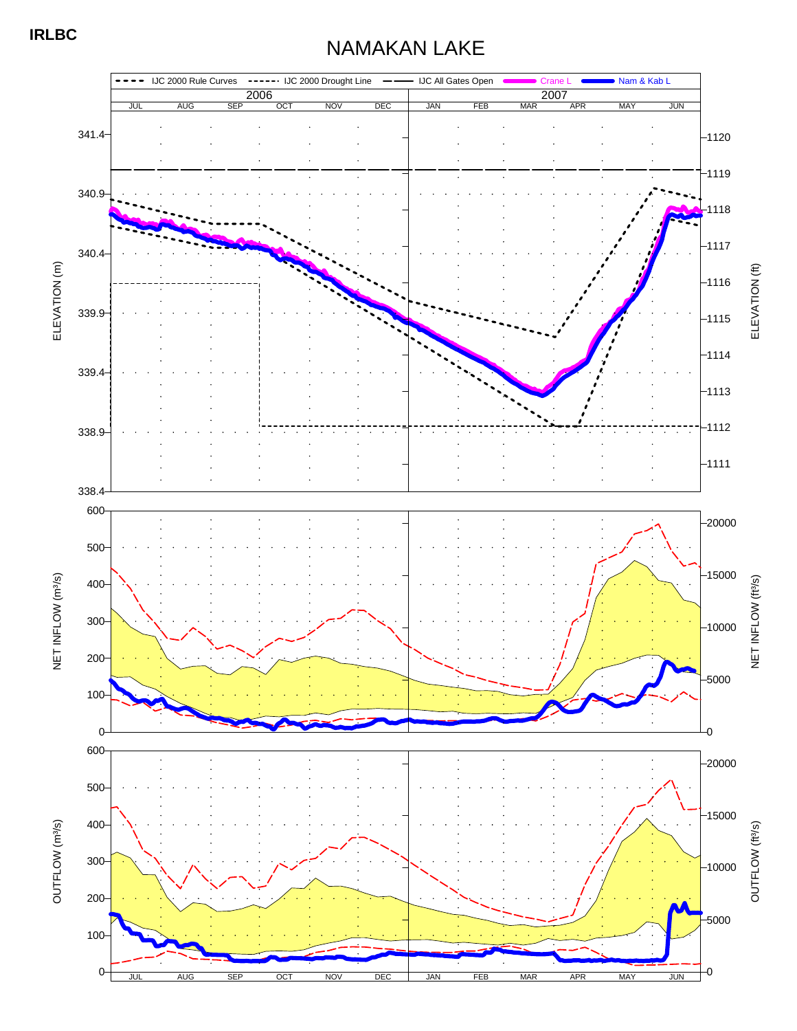**IRLBC**

# NAMAKAN LAKE

IJC 2000 Rule Curves · IJC 2000 Drought Line · IJC All Gates Open · Crane L · Nam & Kab L

2006: JUL AUG SEP OCT NOV DEC — 2007: JAN FEB MAR APR MAY JUN

ELEVATION (m): 338.4, 338.9, 339.4, 339.9, 340.4, 340.9, 341.4

ELEVATION (ft): 1111, 1112, 1113, 1114, 1115, 1116, 1117, 1118, 1119, 1120

NET INFLOW (m³/s): 0, 100, 200, 300, 400, 500, 600

NET INFLOW (ft³/s): 0, 5000, 10000, 15000, 20000

OUTFLOW (m³/s): 0, 100, 200, 300, 400, 500, 600

OUTFLOW (ft³/s): 0, 5000, 10000, 15000, 20000

JUL AUG SEP OCT NOV DEC JAN FEB MAR APR MAY JUN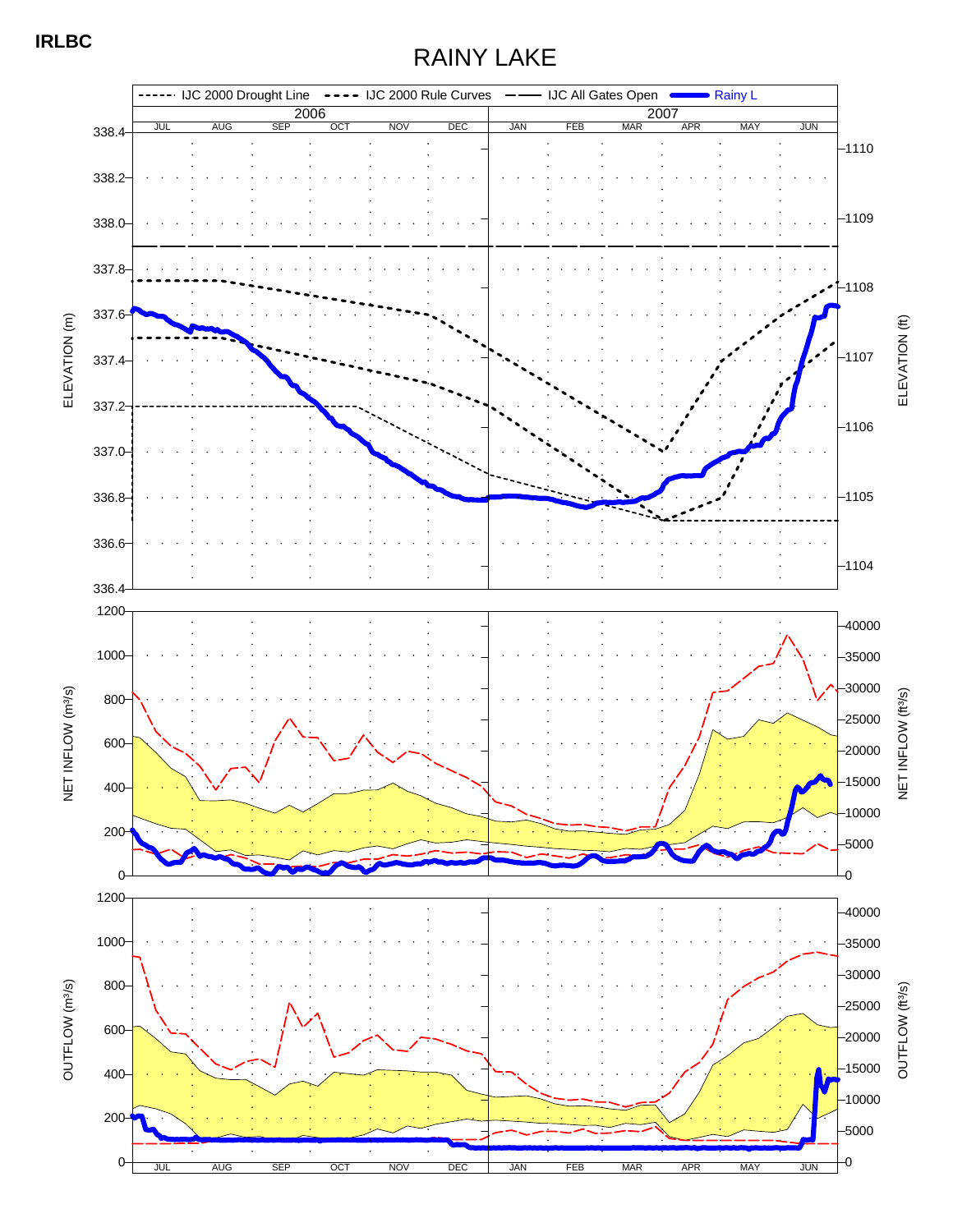IRLBC

# RAINY LAKE

IJC 2000 Drought Line
IJC 2000 Rule Curves
IJC All Gates Open
Rainy L

2006
2007

JUL AUG SEP OCT NOV DEC JAN FEB MAR APR MAY JUN

ELEVATION (m)
338.4
338.2
338.0
337.8
337.6
337.4
337.2
337.0
336.8
336.6
336.4

ELEVATION (ft)
1110
1109
1108
1107
1106
1105
1104

NET INFLOW (m³/s)
1200
1000
800
600
400
200
0

NET INFLOW (ft³/s)
40000
35000
30000
25000
20000
15000
10000
5000
0

OUTFLOW (m³/s)
1200
1000
800
600
400
200
0

OUTFLOW (ft³/s)
40000
35000
30000
25000
20000
15000
10000
5000
0

JUL AUG SEP OCT NOV DEC JAN FEB MAR APR MAY JUN